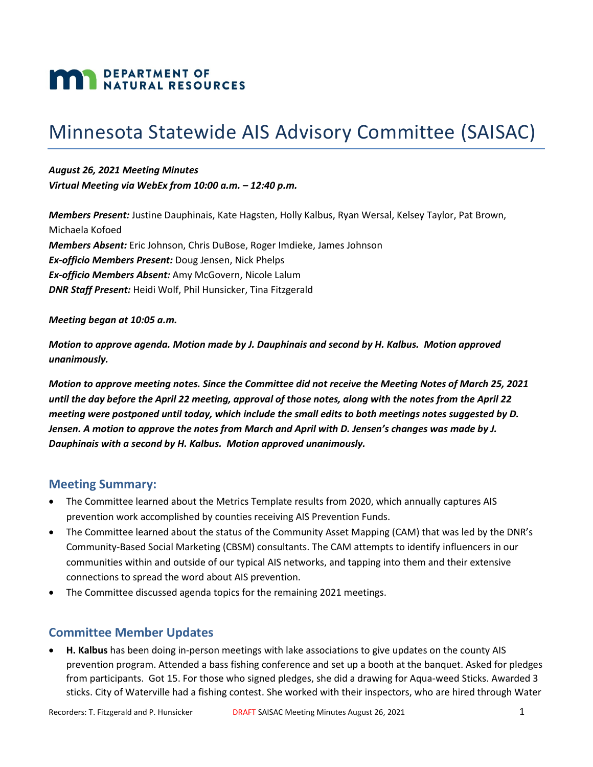**DEPARTMENT OF NATURAL RESOURCES**

# Minnesota Statewide AIS Advisory Committee (SAISAC)

***August 26, 2021 Meeting Minutes***
***Virtual Meeting via WebEx from 10:00 a.m. – 12:40 p.m.***

***Members Present:*** Justine Dauphinais, Kate Hagsten, Holly Kalbus, Ryan Wersal, Kelsey Taylor, Pat Brown, Michaela Kofoed
***Members Absent:*** Eric Johnson, Chris DuBose, Roger Imdieke, James Johnson
***Ex-officio Members Present:*** Doug Jensen, Nick Phelps
***Ex-officio Members Absent:*** Amy McGovern, Nicole Lalum
***DNR Staff Present:*** Heidi Wolf, Phil Hunsicker, Tina Fitzgerald

***Meeting began at 10:05 a.m.***

***Motion to approve agenda. Motion made by J. Dauphinais and second by H. Kalbus. Motion approved unanimously.***

***Motion to approve meeting notes. Since the Committee did not receive the Meeting Notes of March 25, 2021 until the day before the April 22 meeting, approval of those notes, along with the notes from the April 22 meeting were postponed until today, which include the small edits to both meetings notes suggested by D. Jensen. A motion to approve the notes from March and April with D. Jensen's changes was made by J. Dauphinais with a second by H. Kalbus. Motion approved unanimously.***

## Meeting Summary:

- The Committee learned about the Metrics Template results from 2020, which annually captures AIS prevention work accomplished by counties receiving AIS Prevention Funds.
- The Committee learned about the status of the Community Asset Mapping (CAM) that was led by the DNR's Community-Based Social Marketing (CBSM) consultants. The CAM attempts to identify influencers in our communities within and outside of our typical AIS networks, and tapping into them and their extensive connections to spread the word about AIS prevention.
- The Committee discussed agenda topics for the remaining 2021 meetings.

## Committee Member Updates

- **H. Kalbus** has been doing in-person meetings with lake associations to give updates on the county AIS prevention program. Attended a bass fishing conference and set up a booth at the banquet. Asked for pledges from participants. Got 15. For those who signed pledges, she did a drawing for Aqua-weed Sticks. Awarded 3 sticks. City of Waterville had a fishing contest. She worked with their inspectors, who are hired through Water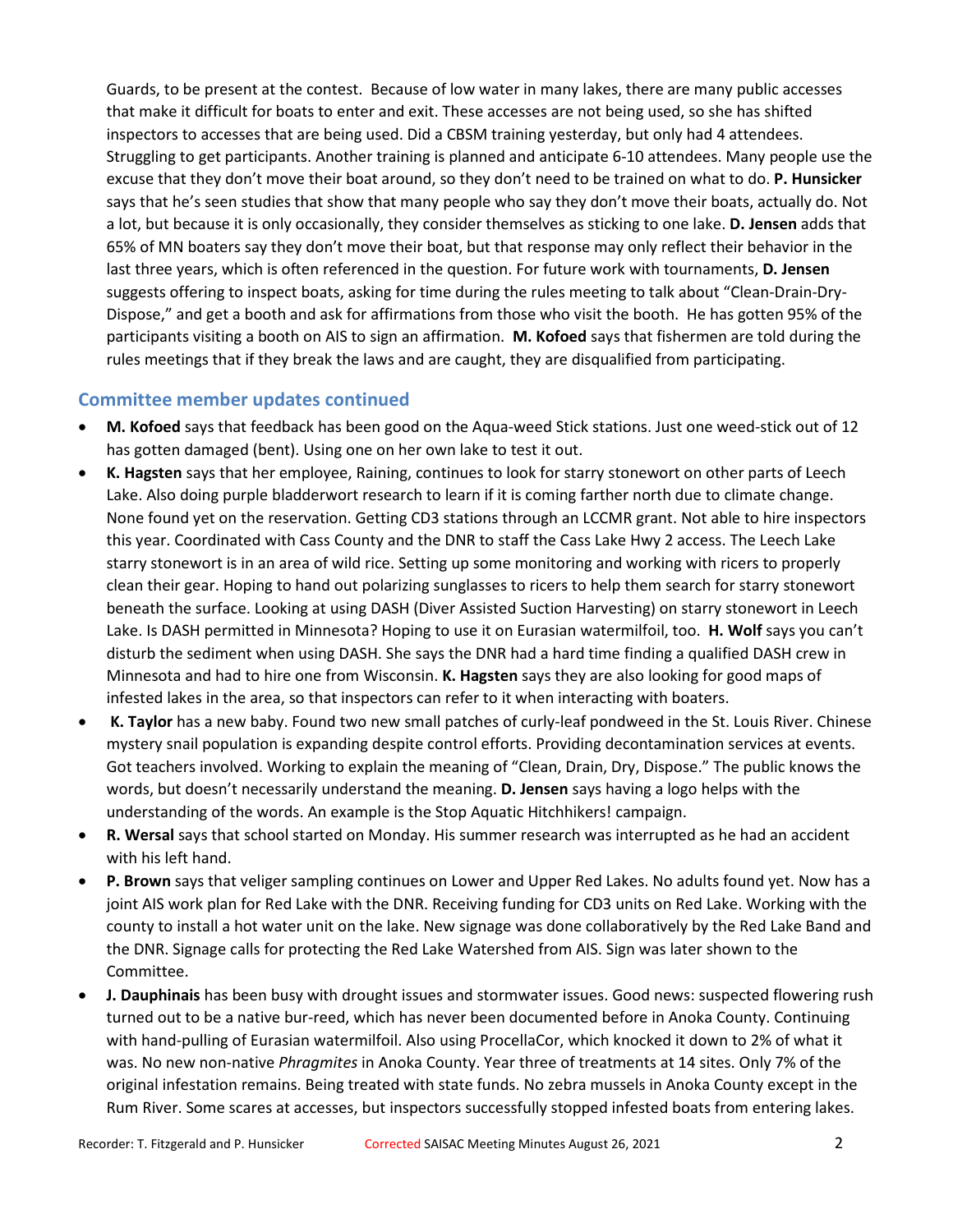Guards, to be present at the contest. Because of low water in many lakes, there are many public accesses that make it difficult for boats to enter and exit. These accesses are not being used, so she has shifted inspectors to accesses that are being used. Did a CBSM training yesterday, but only had 4 attendees. Struggling to get participants. Another training is planned and anticipate 6-10 attendees. Many people use the excuse that they don't move their boat around, so they don't need to be trained on what to do. **P. Hunsicker** says that he's seen studies that show that many people who say they don't move their boats, actually do. Not a lot, but because it is only occasionally, they consider themselves as sticking to one lake. **D. Jensen** adds that 65% of MN boaters say they don't move their boat, but that response may only reflect their behavior in the last three years, which is often referenced in the question. For future work with tournaments, **D. Jensen** suggests offering to inspect boats, asking for time during the rules meeting to talk about "Clean-Drain-Dry-Dispose," and get a booth and ask for affirmations from those who visit the booth. He has gotten 95% of the participants visiting a booth on AIS to sign an affirmation. **M. Kofoed** says that fishermen are told during the rules meetings that if they break the laws and are caught, they are disqualified from participating.

## Committee member updates continued

- **M. Kofoed** says that feedback has been good on the Aqua-weed Stick stations. Just one weed-stick out of 12 has gotten damaged (bent). Using one on her own lake to test it out.
- **K. Hagsten** says that her employee, Raining, continues to look for starry stonewort on other parts of Leech Lake. Also doing purple bladderwort research to learn if it is coming farther north due to climate change. None found yet on the reservation. Getting CD3 stations through an LCCMR grant. Not able to hire inspectors this year. Coordinated with Cass County and the DNR to staff the Cass Lake Hwy 2 access. The Leech Lake starry stonewort is in an area of wild rice. Setting up some monitoring and working with ricers to properly clean their gear. Hoping to hand out polarizing sunglasses to ricers to help them search for starry stonewort beneath the surface. Looking at using DASH (Diver Assisted Suction Harvesting) on starry stonewort in Leech Lake. Is DASH permitted in Minnesota? Hoping to use it on Eurasian watermilfoil, too. **H. Wolf** says you can't disturb the sediment when using DASH. She says the DNR had a hard time finding a qualified DASH crew in Minnesota and had to hire one from Wisconsin. **K. Hagsten** says they are also looking for good maps of infested lakes in the area, so that inspectors can refer to it when interacting with boaters.
- **K. Taylor** has a new baby. Found two new small patches of curly-leaf pondweed in the St. Louis River. Chinese mystery snail population is expanding despite control efforts. Providing decontamination services at events. Got teachers involved. Working to explain the meaning of "Clean, Drain, Dry, Dispose." The public knows the words, but doesn't necessarily understand the meaning. **D. Jensen** says having a logo helps with the understanding of the words. An example is the Stop Aquatic Hitchhikers! campaign.
- **R. Wersal** says that school started on Monday. His summer research was interrupted as he had an accident with his left hand.
- **P. Brown** says that veliger sampling continues on Lower and Upper Red Lakes. No adults found yet. Now has a joint AIS work plan for Red Lake with the DNR. Receiving funding for CD3 units on Red Lake. Working with the county to install a hot water unit on the lake. New signage was done collaboratively by the Red Lake Band and the DNR. Signage calls for protecting the Red Lake Watershed from AIS. Sign was later shown to the Committee.
- **J. Dauphinais** has been busy with drought issues and stormwater issues. Good news: suspected flowering rush turned out to be a native bur-reed, which has never been documented before in Anoka County. Continuing with hand-pulling of Eurasian watermilfoil. Also using ProcellaCor, which knocked it down to 2% of what it was. No new non-native *Phragmites* in Anoka County. Year three of treatments at 14 sites. Only 7% of the original infestation remains. Being treated with state funds. No zebra mussels in Anoka County except in the Rum River. Some scares at accesses, but inspectors successfully stopped infested boats from entering lakes.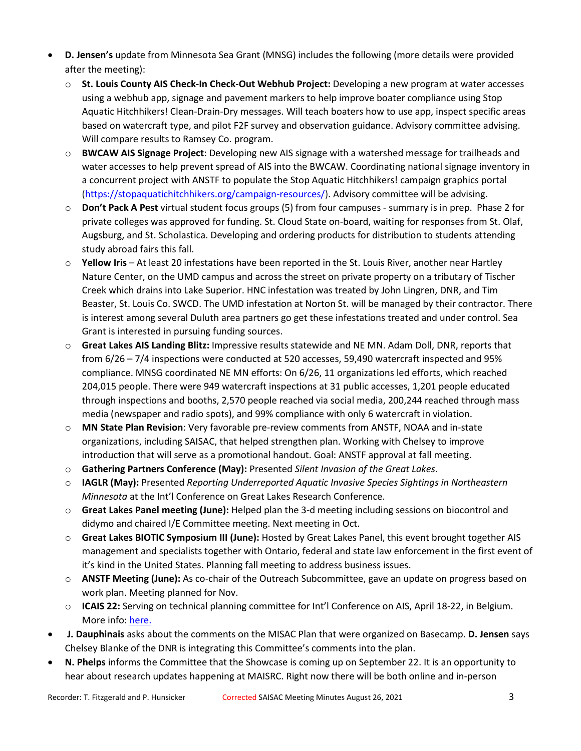- **D. Jensen's** update from Minnesota Sea Grant (MNSG) includes the following (more details were provided after the meeting):
  - **St. Louis County AIS Check-In Check-Out Webhub Project:** Developing a new program at water accesses using a webhub app, signage and pavement markers to help improve boater compliance using Stop Aquatic Hitchhikers! Clean-Drain-Dry messages. Will teach boaters how to use app, inspect specific areas based on watercraft type, and pilot F2F survey and observation guidance. Advisory committee advising. Will compare results to Ramsey Co. program.
  - **BWCAW AIS Signage Project**: Developing new AIS signage with a watershed message for trailheads and water accesses to help prevent spread of AIS into the BWCAW. Coordinating national signage inventory in a concurrent project with ANSTF to populate the Stop Aquatic Hitchhikers! campaign graphics portal (https://stopaquatichitchhikers.org/campaign-resources/). Advisory committee will be advising.
  - **Don't Pack A Pest** virtual student focus groups (5) from four campuses - summary is in prep. Phase 2 for private colleges was approved for funding. St. Cloud State on-board, waiting for responses from St. Olaf, Augsburg, and St. Scholastica. Developing and ordering products for distribution to students attending study abroad fairs this fall.
  - **Yellow Iris** – At least 20 infestations have been reported in the St. Louis River, another near Hartley Nature Center, on the UMD campus and across the street on private property on a tributary of Tischer Creek which drains into Lake Superior. HNC infestation was treated by John Lingren, DNR, and Tim Beaster, St. Louis Co. SWCD. The UMD infestation at Norton St. will be managed by their contractor. There is interest among several Duluth area partners go get these infestations treated and under control. Sea Grant is interested in pursuing funding sources.
  - **Great Lakes AIS Landing Blitz:** Impressive results statewide and NE MN. Adam Doll, DNR, reports that from 6/26 – 7/4 inspections were conducted at 520 accesses, 59,490 watercraft inspected and 95% compliance. MNSG coordinated NE MN efforts: On 6/26, 11 organizations led efforts, which reached 204,015 people. There were 949 watercraft inspections at 31 public accesses, 1,201 people educated through inspections and booths, 2,570 people reached via social media, 200,244 reached through mass media (newspaper and radio spots), and 99% compliance with only 6 watercraft in violation.
  - **MN State Plan Revision**: Very favorable pre-review comments from ANSTF, NOAA and in-state organizations, including SAISAC, that helped strengthen plan. Working with Chelsey to improve introduction that will serve as a promotional handout. Goal: ANSTF approval at fall meeting.
  - **Gathering Partners Conference (May):** Presented *Silent Invasion of the Great Lakes*.
  - **IAGLR (May):** Presented *Reporting Underreported Aquatic Invasive Species Sightings in Northeastern Minnesota* at the Int'l Conference on Great Lakes Research Conference.
  - **Great Lakes Panel meeting (June):** Helped plan the 3-d meeting including sessions on biocontrol and didymo and chaired I/E Committee meeting. Next meeting in Oct.
  - **Great Lakes BIOTIC Symposium III (June):** Hosted by Great Lakes Panel, this event brought together AIS management and specialists together with Ontario, federal and state law enforcement in the first event of it's kind in the United States. Planning fall meeting to address business issues.
  - **ANSTF Meeting (June):** As co-chair of the Outreach Subcommittee, gave an update on progress based on work plan. Meeting planned for Nov.
  - **ICAIS 22:** Serving on technical planning committee for Int'l Conference on AIS, April 18-22, in Belgium. More info: here.
- **J. Dauphinais** asks about the comments on the MISAC Plan that were organized on Basecamp. **D. Jensen** says Chelsey Blanke of the DNR is integrating this Committee's comments into the plan.
- **N. Phelps** informs the Committee that the Showcase is coming up on September 22. It is an opportunity to hear about research updates happening at MAISRC. Right now there will be both online and in-person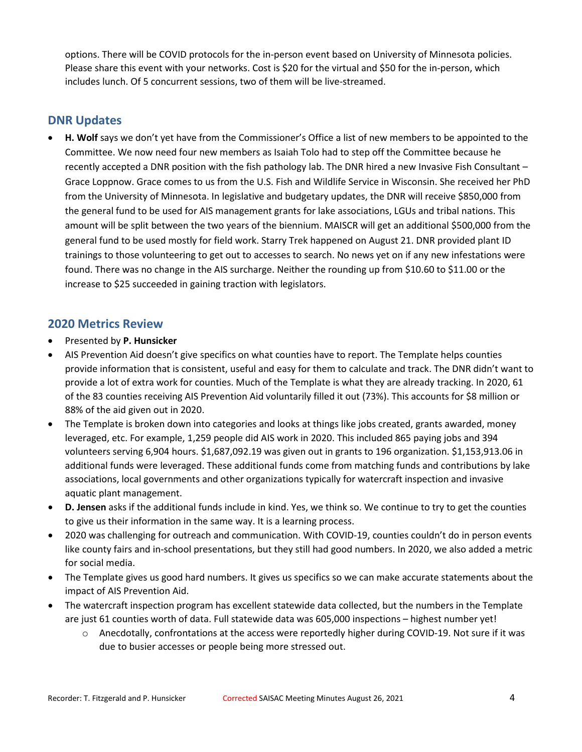options. There will be COVID protocols for the in-person event based on University of Minnesota policies. Please share this event with your networks. Cost is $20 for the virtual and $50 for the in-person, which includes lunch. Of 5 concurrent sessions, two of them will be live-streamed.

## DNR Updates

- **H. Wolf** says we don't yet have from the Commissioner's Office a list of new members to be appointed to the Committee. We now need four new members as Isaiah Tolo had to step off the Committee because he recently accepted a DNR position with the fish pathology lab. The DNR hired a new Invasive Fish Consultant – Grace Loppnow. Grace comes to us from the U.S. Fish and Wildlife Service in Wisconsin. She received her PhD from the University of Minnesota. In legislative and budgetary updates, the DNR will receive $850,000 from the general fund to be used for AIS management grants for lake associations, LGUs and tribal nations. This amount will be split between the two years of the biennium. MAISCR will get an additional $500,000 from the general fund to be used mostly for field work. Starry Trek happened on August 21. DNR provided plant ID trainings to those volunteering to get out to accesses to search. No news yet on if any new infestations were found. There was no change in the AIS surcharge. Neither the rounding up from $10.60 to $11.00 or the increase to $25 succeeded in gaining traction with legislators.

## 2020 Metrics Review

- Presented by **P. Hunsicker**
- AIS Prevention Aid doesn't give specifics on what counties have to report. The Template helps counties provide information that is consistent, useful and easy for them to calculate and track. The DNR didn't want to provide a lot of extra work for counties. Much of the Template is what they are already tracking. In 2020, 61 of the 83 counties receiving AIS Prevention Aid voluntarily filled it out (73%). This accounts for $8 million or 88% of the aid given out in 2020.
- The Template is broken down into categories and looks at things like jobs created, grants awarded, money leveraged, etc. For example, 1,259 people did AIS work in 2020. This included 865 paying jobs and 394 volunteers serving 6,904 hours. $1,687,092.19 was given out in grants to 196 organization. $1,153,913.06 in additional funds were leveraged. These additional funds come from matching funds and contributions by lake associations, local governments and other organizations typically for watercraft inspection and invasive aquatic plant management.
- **D. Jensen** asks if the additional funds include in kind. Yes, we think so. We continue to try to get the counties to give us their information in the same way. It is a learning process.
- 2020 was challenging for outreach and communication. With COVID-19, counties couldn't do in person events like county fairs and in-school presentations, but they still had good numbers. In 2020, we also added a metric for social media.
- The Template gives us good hard numbers. It gives us specifics so we can make accurate statements about the impact of AIS Prevention Aid.
- The watercraft inspection program has excellent statewide data collected, but the numbers in the Template are just 61 counties worth of data. Full statewide data was 605,000 inspections – highest number yet!
    - Anecdotally, confrontations at the access were reportedly higher during COVID-19. Not sure if it was due to busier accesses or people being more stressed out.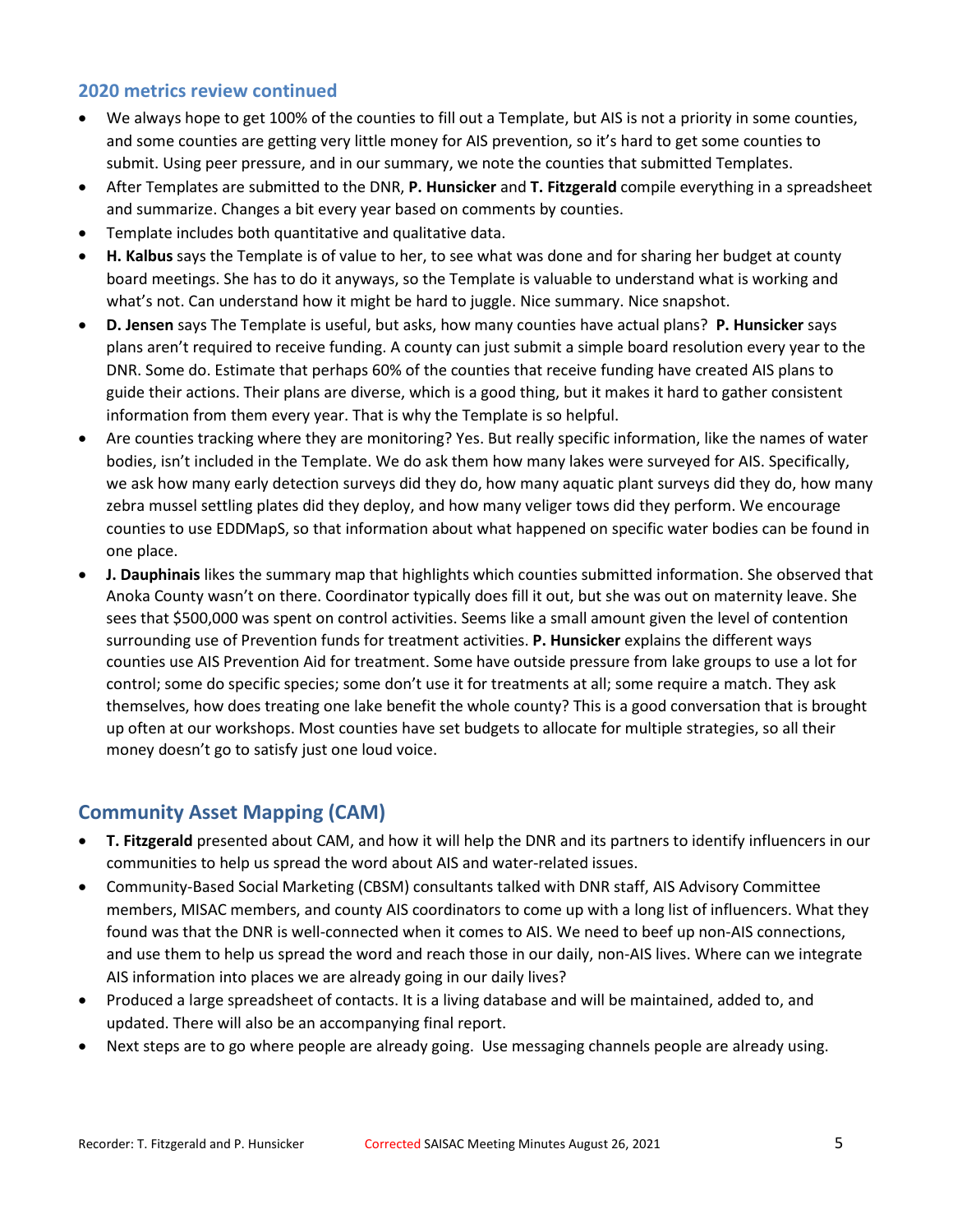## 2020 metrics review continued

- We always hope to get 100% of the counties to fill out a Template, but AIS is not a priority in some counties, and some counties are getting very little money for AIS prevention, so it's hard to get some counties to submit. Using peer pressure, and in our summary, we note the counties that submitted Templates.
- After Templates are submitted to the DNR, **P. Hunsicker** and **T. Fitzgerald** compile everything in a spreadsheet and summarize. Changes a bit every year based on comments by counties.
- Template includes both quantitative and qualitative data.
- **H. Kalbus** says the Template is of value to her, to see what was done and for sharing her budget at county board meetings. She has to do it anyways, so the Template is valuable to understand what is working and what's not. Can understand how it might be hard to juggle. Nice summary. Nice snapshot.
- **D. Jensen** says The Template is useful, but asks, how many counties have actual plans? **P. Hunsicker** says plans aren't required to receive funding. A county can just submit a simple board resolution every year to the DNR. Some do. Estimate that perhaps 60% of the counties that receive funding have created AIS plans to guide their actions. Their plans are diverse, which is a good thing, but it makes it hard to gather consistent information from them every year. That is why the Template is so helpful.
- Are counties tracking where they are monitoring? Yes. But really specific information, like the names of water bodies, isn't included in the Template. We do ask them how many lakes were surveyed for AIS. Specifically, we ask how many early detection surveys did they do, how many aquatic plant surveys did they do, how many zebra mussel settling plates did they deploy, and how many veliger tows did they perform. We encourage counties to use EDDMapS, so that information about what happened on specific water bodies can be found in one place.
- **J. Dauphinais** likes the summary map that highlights which counties submitted information. She observed that Anoka County wasn't on there. Coordinator typically does fill it out, but she was out on maternity leave. She sees that $500,000 was spent on control activities. Seems like a small amount given the level of contention surrounding use of Prevention funds for treatment activities. **P. Hunsicker** explains the different ways counties use AIS Prevention Aid for treatment. Some have outside pressure from lake groups to use a lot for control; some do specific species; some don't use it for treatments at all; some require a match. They ask themselves, how does treating one lake benefit the whole county? This is a good conversation that is brought up often at our workshops. Most counties have set budgets to allocate for multiple strategies, so all their money doesn't go to satisfy just one loud voice.

## Community Asset Mapping (CAM)

- **T. Fitzgerald** presented about CAM, and how it will help the DNR and its partners to identify influencers in our communities to help us spread the word about AIS and water-related issues.
- Community-Based Social Marketing (CBSM) consultants talked with DNR staff, AIS Advisory Committee members, MISAC members, and county AIS coordinators to come up with a long list of influencers. What they found was that the DNR is well-connected when it comes to AIS. We need to beef up non-AIS connections, and use them to help us spread the word and reach those in our daily, non-AIS lives. Where can we integrate AIS information into places we are already going in our daily lives?
- Produced a large spreadsheet of contacts. It is a living database and will be maintained, added to, and updated. There will also be an accompanying final report.
- Next steps are to go where people are already going. Use messaging channels people are already using.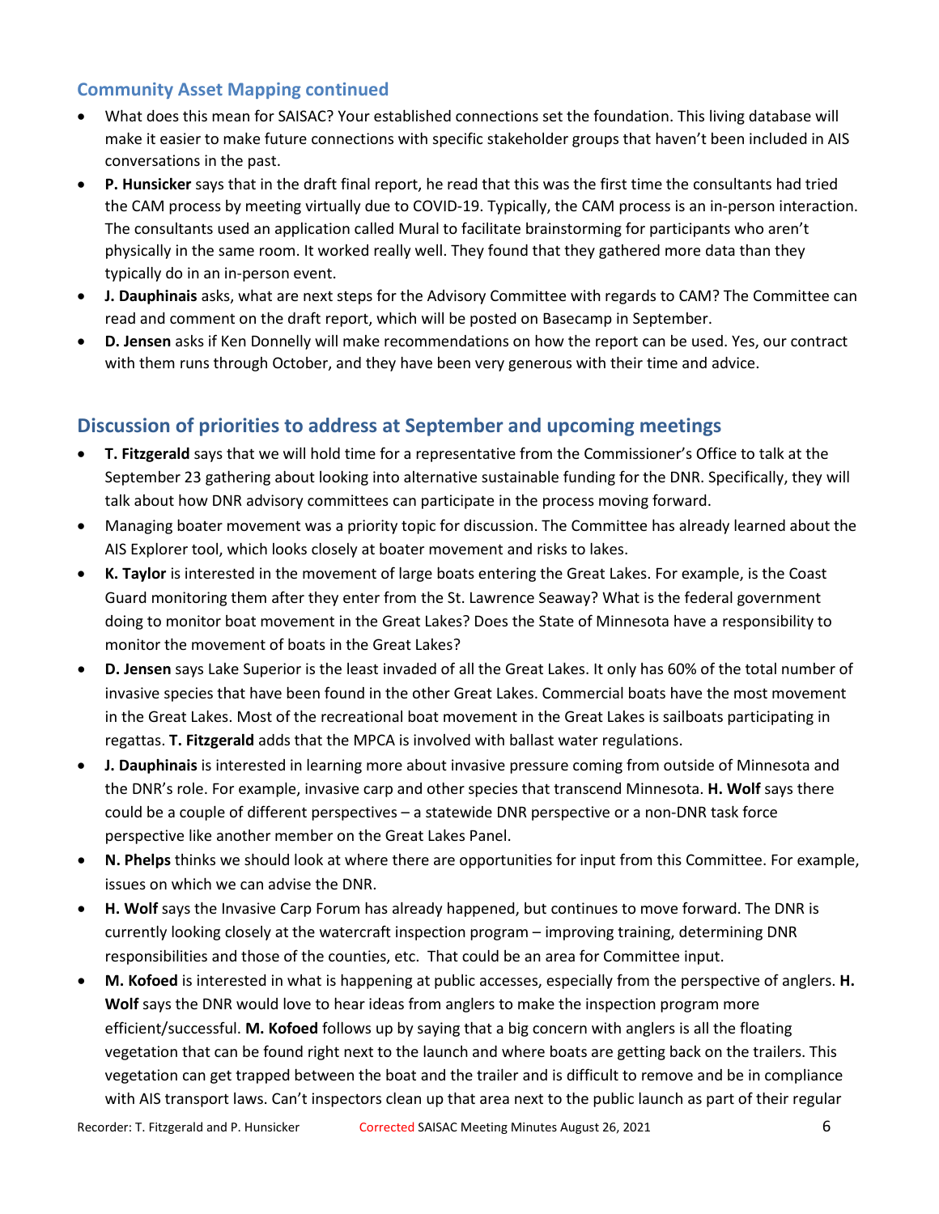## Community Asset Mapping continued

- What does this mean for SAISAC? Your established connections set the foundation. This living database will make it easier to make future connections with specific stakeholder groups that haven't been included in AIS conversations in the past.
- **P. Hunsicker** says that in the draft final report, he read that this was the first time the consultants had tried the CAM process by meeting virtually due to COVID-19. Typically, the CAM process is an in-person interaction. The consultants used an application called Mural to facilitate brainstorming for participants who aren't physically in the same room. It worked really well. They found that they gathered more data than they typically do in an in-person event.
- **J. Dauphinais** asks, what are next steps for the Advisory Committee with regards to CAM? The Committee can read and comment on the draft report, which will be posted on Basecamp in September.
- **D. Jensen** asks if Ken Donnelly will make recommendations on how the report can be used. Yes, our contract with them runs through October, and they have been very generous with their time and advice.

## Discussion of priorities to address at September and upcoming meetings

- **T. Fitzgerald** says that we will hold time for a representative from the Commissioner's Office to talk at the September 23 gathering about looking into alternative sustainable funding for the DNR. Specifically, they will talk about how DNR advisory committees can participate in the process moving forward.
- Managing boater movement was a priority topic for discussion. The Committee has already learned about the AIS Explorer tool, which looks closely at boater movement and risks to lakes.
- **K. Taylor** is interested in the movement of large boats entering the Great Lakes. For example, is the Coast Guard monitoring them after they enter from the St. Lawrence Seaway? What is the federal government doing to monitor boat movement in the Great Lakes? Does the State of Minnesota have a responsibility to monitor the movement of boats in the Great Lakes?
- **D. Jensen** says Lake Superior is the least invaded of all the Great Lakes. It only has 60% of the total number of invasive species that have been found in the other Great Lakes. Commercial boats have the most movement in the Great Lakes. Most of the recreational boat movement in the Great Lakes is sailboats participating in regattas. **T. Fitzgerald** adds that the MPCA is involved with ballast water regulations.
- **J. Dauphinais** is interested in learning more about invasive pressure coming from outside of Minnesota and the DNR's role. For example, invasive carp and other species that transcend Minnesota. **H. Wolf** says there could be a couple of different perspectives – a statewide DNR perspective or a non-DNR task force perspective like another member on the Great Lakes Panel.
- **N. Phelps** thinks we should look at where there are opportunities for input from this Committee. For example, issues on which we can advise the DNR.
- **H. Wolf** says the Invasive Carp Forum has already happened, but continues to move forward. The DNR is currently looking closely at the watercraft inspection program – improving training, determining DNR responsibilities and those of the counties, etc. That could be an area for Committee input.
- **M. Kofoed** is interested in what is happening at public accesses, especially from the perspective of anglers. **H. Wolf** says the DNR would love to hear ideas from anglers to make the inspection program more efficient/successful. **M. Kofoed** follows up by saying that a big concern with anglers is all the floating vegetation that can be found right next to the launch and where boats are getting back on the trailers. This vegetation can get trapped between the boat and the trailer and is difficult to remove and be in compliance with AIS transport laws. Can't inspectors clean up that area next to the public launch as part of their regular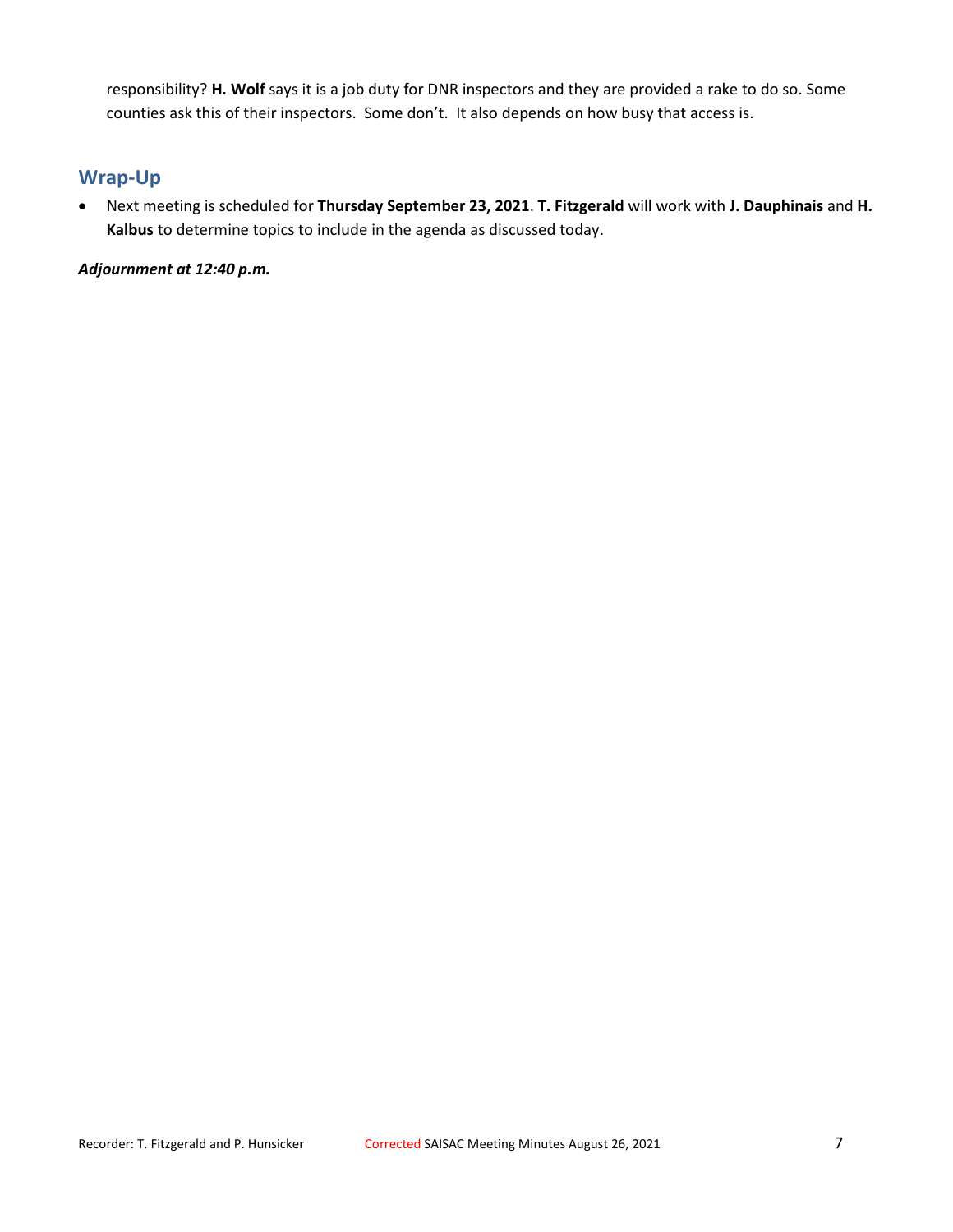responsibility? **H. Wolf** says it is a job duty for DNR inspectors and they are provided a rake to do so. Some counties ask this of their inspectors. Some don't. It also depends on how busy that access is.

## Wrap-Up

- Next meeting is scheduled for **Thursday September 23, 2021**. **T. Fitzgerald** will work with **J. Dauphinais** and **H. Kalbus** to determine topics to include in the agenda as discussed today.

***Adjournment at 12:40 p.m.***